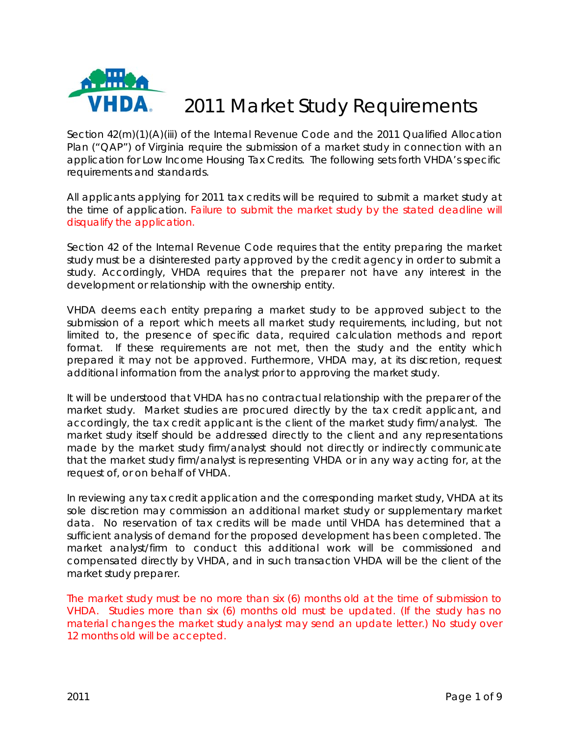# 2011 Market Study Requirements

Section 42(m)(1)(A)(iii) of the Internal Revenue Code and the 2011 Qualified Allocation Plan ("QAP") of Virginia require the submission of a market study in connection with an application for Low Income Housing Tax Credits. The following sets forth VHDA's specific requirements and standards.

All applicants applying for 2011 tax credits will be required to submit a market study at the time of application. Failure to submit the market study by the stated deadline will disqualify the application.

Section 42 of the Internal Revenue Code requires that the entity preparing the market study must be a disinterested party approved by the credit agency in order to submit a study. Accordingly, VHDA requires that the preparer not have any interest in the development or relationship with the ownership entity.

VHDA deems each entity preparing a market study to be approved subject to the submission of a report which meets all market study requirements, including, but not limited to, the presence of specific data, required calculation methods and report format. If these requirements are not met, then the study and the entity which prepared it may not be approved. Furthermore, VHDA may, at its discretion, request additional information from the analyst prior to approving the market study.

It will be understood that VHDA has no contractual relationship with the preparer of the market study. Market studies are procured directly by the tax credit applicant, and accordingly, the tax credit applicant is the client of the market study firm/analyst. The market study itself should be addressed directly to the client and any representations made by the market study firm/analyst should not directly or indirectly communicate that the market study firm/analyst is representing VHDA or in any way acting for, at the request of, or on behalf of VHDA.

In reviewing any tax credit application and the corresponding market study, VHDA at its sole discretion may commission an additional market study or supplementary market data. No reservation of tax credits will be made until VHDA has determined that a sufficient analysis of demand for the proposed development has been completed. The market analyst/firm to conduct this additional work will be commissioned and compensated directly by VHDA, and in such transaction VHDA will be the client of the market study preparer.

The market study must be no more than six (6) months old at the time of submission to VHDA. Studies more than six (6) months old must be updated. (If the study has no material changes the market study analyst may send an update letter.) No study over 12 months old will be accepted.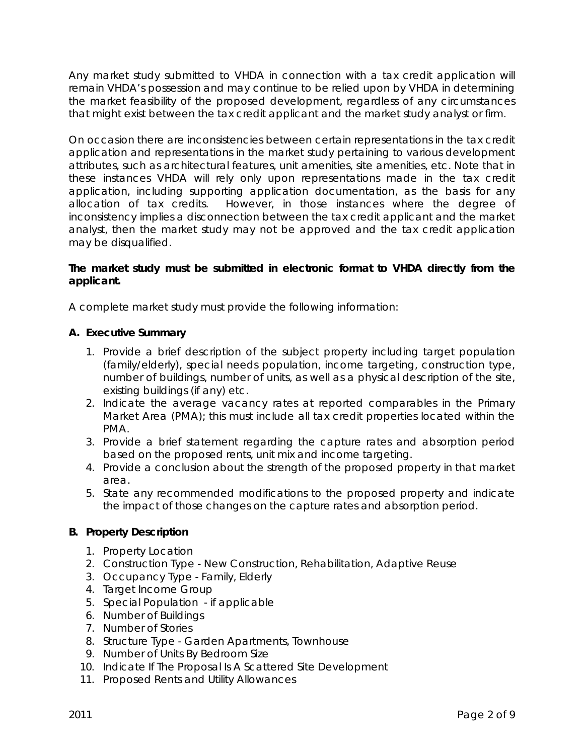Any market study submitted to VHDA in connection with a tax credit application will remain VHDA's possession and may continue to be relied upon by VHDA in determining the market feasibility of the proposed development, regardless of any circumstances that might exist between the tax credit applicant and the market study analyst or firm.

On occasion there are inconsistencies between certain representations in the tax credit application and representations in the market study pertaining to various development attributes, such as architectural features, unit amenities, site amenities, etc. Note that in these instances VHDA will rely only upon representations made in the tax credit application, including supporting application documentation, as the basis for any allocation of tax credits. However, in those instances where the degree of inconsistency implies a disconnection between the tax credit applicant and the market analyst, then the market study may not be approved and the tax credit application may be disqualified.

**The market study must be submitted in electronic format to VHDA directly from the applicant.**

A complete market study must provide the following information:

**A. Executive Summary**

1. Provide a brief description of the subject property including target population (family/elderly), special needs population, income targeting, construction type, number of buildings, number of units, as well as a physical description of the site, existing buildings (if any) etc.
2. Indicate the average vacancy rates at reported comparables in the Primary Market Area (PMA); this must include all tax credit properties located within the PMA.
3. Provide a brief statement regarding the capture rates and absorption period based on the proposed rents, unit mix and income targeting.
4. Provide a conclusion about the strength of the proposed property in that market area.
5. State any recommended modifications to the proposed property and indicate the impact of those changes on the capture rates and absorption period.

**B. Property Description**

1. Property Location
2. Construction Type - New Construction, Rehabilitation, Adaptive Reuse
3. Occupancy Type - Family, Elderly
4. Target Income Group
5. Special Population - if applicable
6. Number of Buildings
7. Number of Stories
8. Structure Type - Garden Apartments, Townhouse
9. Number of Units By Bedroom Size
10. Indicate If The Proposal Is A Scattered Site Development
11. Proposed Rents and Utility Allowances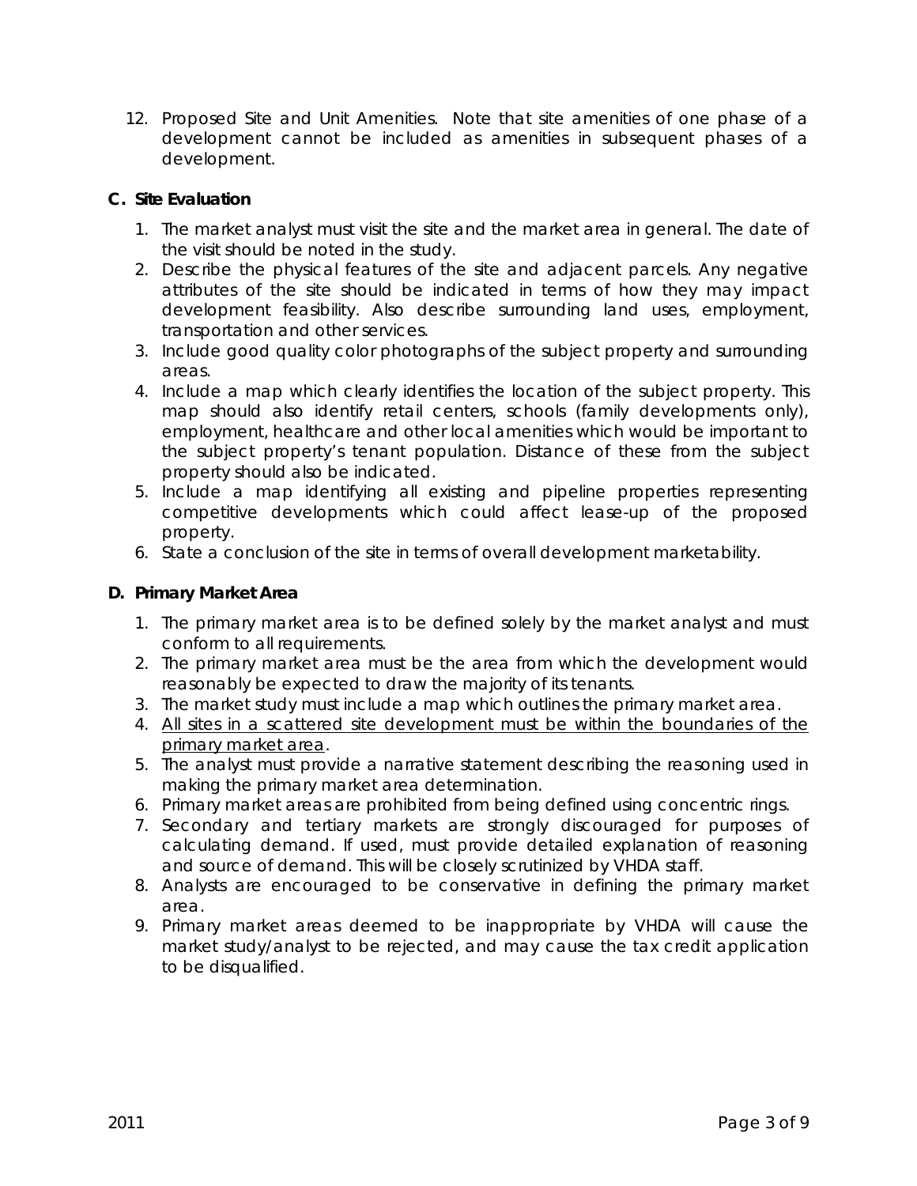12. Proposed Site and Unit Amenities. Note that site amenities of one phase of a development cannot be included as amenities in subsequent phases of a development.

### C. Site Evaluation

1. The market analyst must visit the site and the market area in general. The date of the visit should be noted in the study.
2. Describe the physical features of the site and adjacent parcels. Any negative attributes of the site should be indicated in terms of how they may impact development feasibility. Also describe surrounding land uses, employment, transportation and other services.
3. Include good quality color photographs of the subject property and surrounding areas.
4. Include a map which clearly identifies the location of the subject property. This map should also identify retail centers, schools (family developments only), employment, healthcare and other local amenities which would be important to the subject property's tenant population. Distance of these from the subject property should also be indicated.
5. Include a map identifying all existing and pipeline properties representing competitive developments which could affect lease-up of the proposed property.
6. State a conclusion of the site in terms of overall development marketability.

### D. Primary Market Area

1. The primary market area is to be defined solely by the market analyst and must conform to all requirements.
2. The primary market area must be the area from which the development would reasonably be expected to draw the majority of its tenants.
3. The market study must include a map which outlines the primary market area.
4. <u>All sites in a scattered site development must be within the boundaries of the primary market area</u>.
5. The analyst must provide a narrative statement describing the reasoning used in making the primary market area determination.
6. Primary market areas are prohibited from being defined using concentric rings.
7. Secondary and tertiary markets are strongly discouraged for purposes of calculating demand. If used, must provide detailed explanation of reasoning and source of demand. This will be closely scrutinized by VHDA staff.
8. Analysts are encouraged to be conservative in defining the primary market area.
9. Primary market areas deemed to be inappropriate by VHDA will cause the market study/analyst to be rejected, and may cause the tax credit application to be disqualified.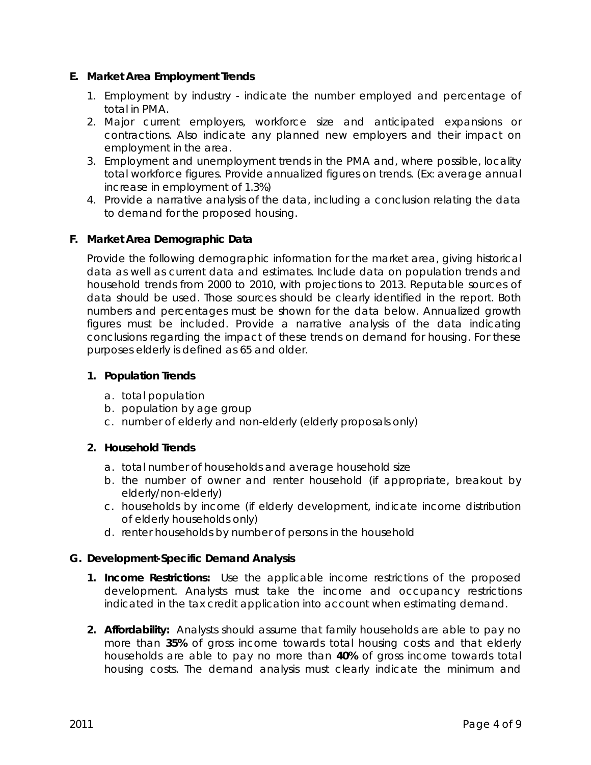## E. Market Area Employment Trends

1. Employment by industry - indicate the number employed and percentage of total in PMA.
2. Major current employers, workforce size and anticipated expansions or contractions. Also indicate any planned new employers and their impact on employment in the area.
3. Employment and unemployment trends in the PMA and, where possible, locality total workforce figures. Provide annualized figures on trends. (Ex: average annual increase in employment of 1.3%)
4. Provide a narrative analysis of the data, including a conclusion relating the data to demand for the proposed housing.

## F. Market Area Demographic Data

Provide the following demographic information for the market area, giving historical data as well as current data and estimates. Include data on population trends and household trends from 2000 to 2010, with projections to 2013. Reputable sources of data should be used. Those sources should be clearly identified in the report. Both numbers and percentages must be shown for the data below. Annualized growth figures must be included. Provide a narrative analysis of the data indicating conclusions regarding the impact of these trends on demand for housing. For these purposes elderly is defined as 65 and older.

### 1. Population Trends

a. total population
b. population by age group
c. number of elderly and non-elderly (elderly proposals only)

### 2. Household Trends

a. total number of households and average household size
b. the number of owner and renter household (if appropriate, breakout by elderly/non-elderly)
c. households by income (if elderly development, indicate income distribution of elderly households only)
d. renter households by number of persons in the household

## G. Development-Specific Demand Analysis

1. **Income Restrictions:** Use the applicable income restrictions of the proposed development. Analysts must take the income and occupancy restrictions indicated in the tax credit application into account when estimating demand.

2. **Affordability:** Analysts should assume that family households are able to pay no more than **35%** of gross income towards total housing costs and that elderly households are able to pay no more than **40%** of gross income towards total housing costs. The demand analysis must clearly indicate the minimum and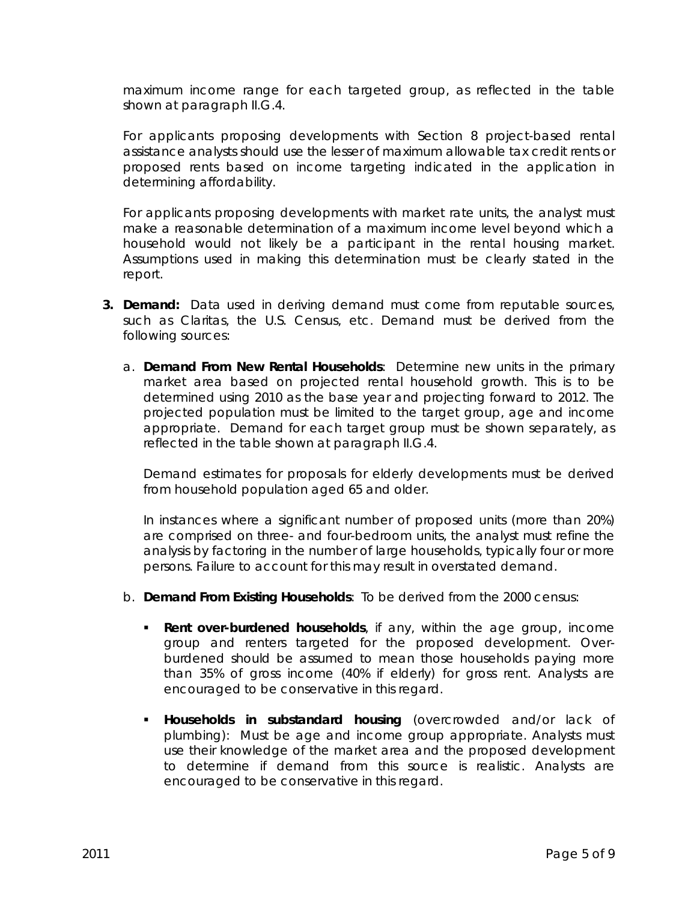maximum income range for each targeted group, as reflected in the table shown at paragraph II.G.4.

For applicants proposing developments with Section 8 project-based rental assistance analysts should use the lesser of maximum allowable tax credit rents or proposed rents based on income targeting indicated in the application in determining affordability.

For applicants proposing developments with market rate units, the analyst must make a reasonable determination of a maximum income level beyond which a household would not likely be a participant in the rental housing market. Assumptions used in making this determination must be clearly stated in the report.

3. **Demand:** Data used in deriving demand must come from reputable sources, such as Claritas, the U.S. Census, etc. Demand must be derived from the following sources:

   a. **Demand From New Rental Households**: Determine new units in the primary market area based on projected rental household growth. This is to be determined using 2010 as the base year and projecting forward to 2012. The projected population must be limited to the target group, age and income appropriate. Demand for each target group must be shown separately, as reflected in the table shown at paragraph II.G.4.

      Demand estimates for proposals for elderly developments must be derived from household population aged 65 and older.

      In instances where a significant number of proposed units (more than 20%) are comprised on three- and four-bedroom units, the analyst must refine the analysis by factoring in the number of large households, typically four or more persons. Failure to account for this may result in overstated demand.

   b. **Demand From Existing Households**: To be derived from the 2000 census:

      - **Rent over-burdened households**, if any, within the age group, income group and renters targeted for the proposed development. Over-burdened should be assumed to mean those households paying more than 35% of gross income (40% if elderly) for gross rent. Analysts are encouraged to be conservative in this regard.

      - **Households in substandard housing** (overcrowded and/or lack of plumbing): Must be age and income group appropriate. Analysts must use their knowledge of the market area and the proposed development to determine if demand from this source is realistic. Analysts are encouraged to be conservative in this regard.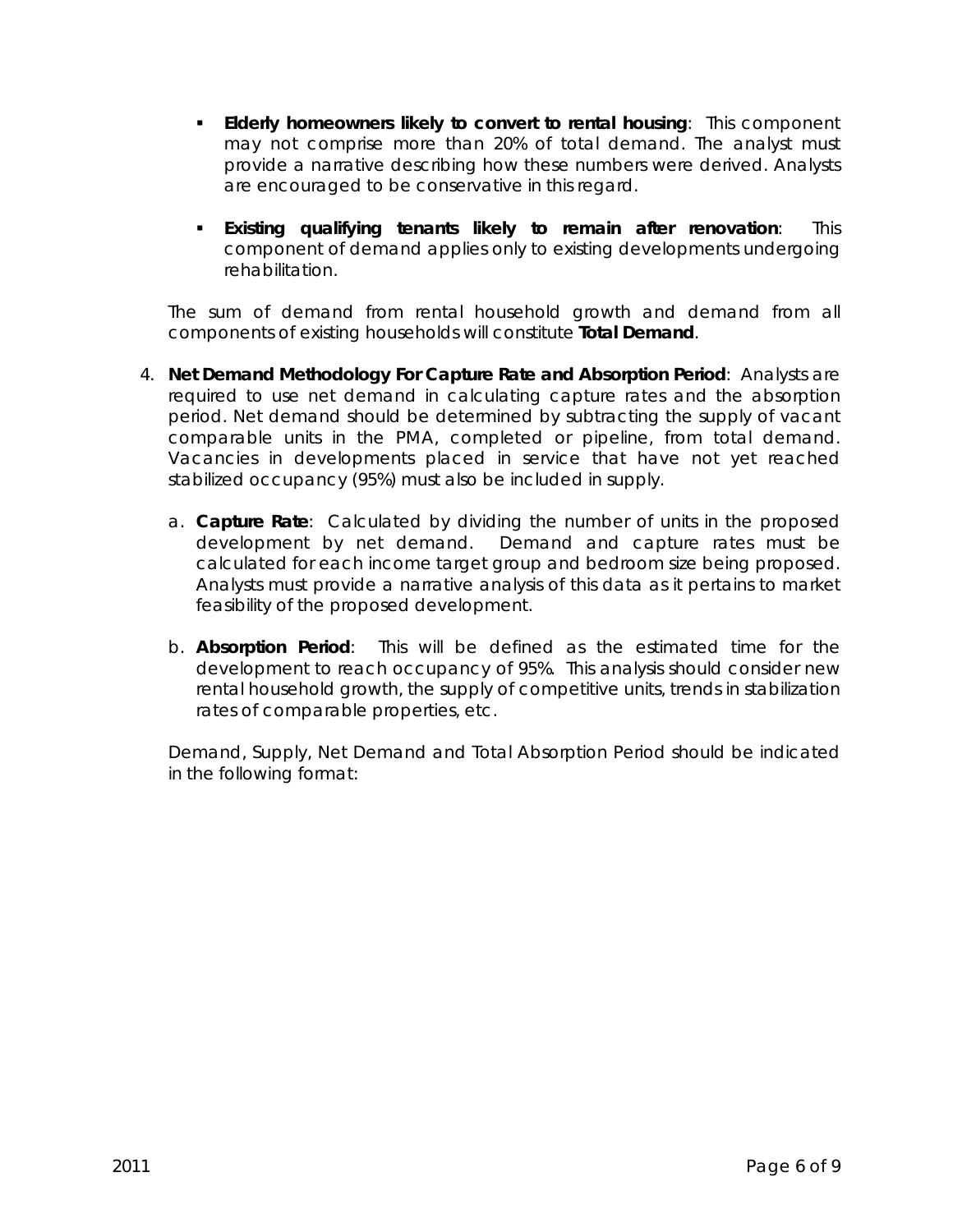- **Elderly homeowners likely to convert to rental housing**: This component may not comprise more than 20% of total demand. The analyst must provide a narrative describing how these numbers were derived. Analysts are encouraged to be conservative in this regard.

- **Existing qualifying tenants likely to remain after renovation**: This component of demand applies only to existing developments undergoing rehabilitation.

The sum of demand from rental household growth and demand from all components of existing households will constitute **Total Demand**.

4. **Net Demand Methodology For Capture Rate and Absorption Period**: Analysts are required to use net demand in calculating capture rates and the absorption period. Net demand should be determined by subtracting the supply of vacant comparable units in the PMA, completed or pipeline, from total demand. Vacancies in developments placed in service that have not yet reached stabilized occupancy (95%) must also be included in supply.

   a. **Capture Rate**: Calculated by dividing the number of units in the proposed development by net demand. Demand and capture rates must be calculated for each income target group and bedroom size being proposed. Analysts must provide a narrative analysis of this data as it pertains to market feasibility of the proposed development.

   b. **Absorption Period**: This will be defined as the estimated time for the development to reach occupancy of 95%. This analysis should consider new rental household growth, the supply of competitive units, trends in stabilization rates of comparable properties, etc.

Demand, Supply, Net Demand and Total Absorption Period should be indicated in the following format: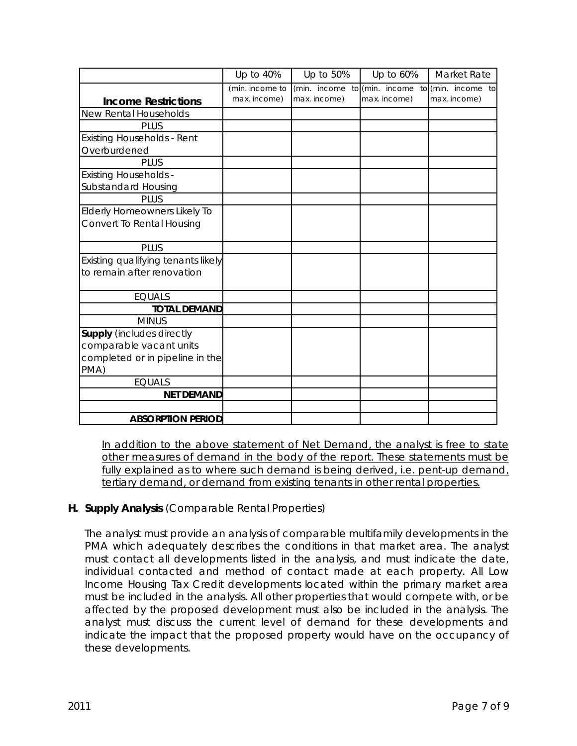| | Up to 40% | Up to 50% | Up to 60% | Market Rate |
|---|---|---|---|---|
| **Income Restrictions** | (min. income to max. income) | (min. income to max. income) | (min. income to max. income) | (min. income to max. income) |
| New Rental Households | | | | |
| PLUS | | | | |
| Existing Households - Rent Overburdened | | | | |
| PLUS | | | | |
| Existing Households - Substandard Housing | | | | |
| PLUS | | | | |
| Elderly Homeowners Likely To Convert To Rental Housing | | | | |
| PLUS | | | | |
| Existing qualifying tenants likely to remain after renovation | | | | |
| EQUALS | | | | |
| **TOTAL DEMAND** | | | | |
| MINUS | | | | |
| **Supply** (includes directly comparable vacant units completed or in pipeline in the PMA) | | | | |
| EQUALS | | | | |
| **NET DEMAND** | | | | |
| | | | | |
| **ABSORPTION PERIOD** | | | | |

<u>In addition to the above statement of Net Demand, the analyst is free to state other measures of demand in the body of the report. These statements must be fully explained as to where such demand is being derived, i.e. pent-up demand, tertiary demand, or demand from existing tenants in other rental properties.</u>

**H. Supply Analysis** (Comparable Rental Properties)

The analyst must provide an analysis of comparable multifamily developments in the PMA which adequately describes the conditions in that market area. The analyst must contact all developments listed in the analysis, and must indicate the date, individual contacted and method of contact made at each property. All Low Income Housing Tax Credit developments located within the primary market area must be included in the analysis. All other properties that would compete with, or be affected by the proposed development must also be included in the analysis. The analyst must discuss the current level of demand for these developments and indicate the impact that the proposed property would have on the occupancy of these developments.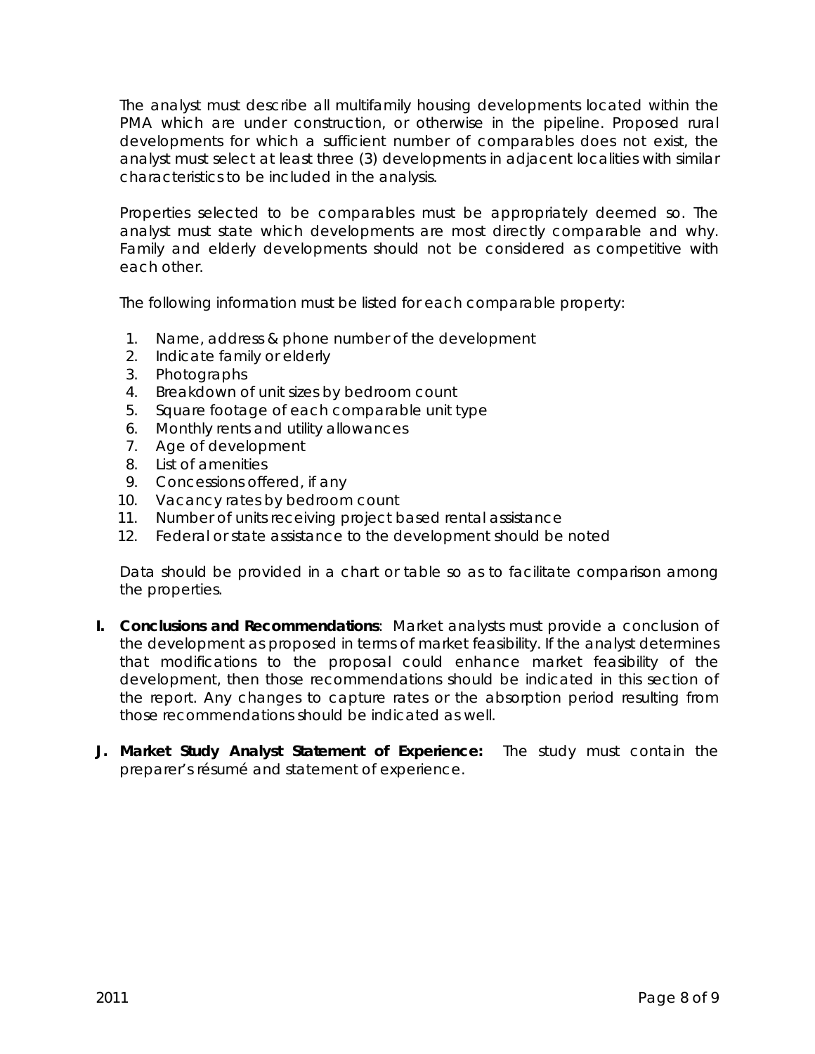The analyst must describe all multifamily housing developments located within the PMA which are under construction, or otherwise in the pipeline. Proposed rural developments for which a sufficient number of comparables does not exist, the analyst must select at least three (3) developments in adjacent localities with similar characteristics to be included in the analysis.

Properties selected to be comparables must be appropriately deemed so. The analyst must state which developments are most directly comparable and why. Family and elderly developments should not be considered as competitive with each other.

The following information must be listed for each comparable property:

1. Name, address & phone number of the development
2. Indicate family or elderly
3. Photographs
4. Breakdown of unit sizes by bedroom count
5. Square footage of each comparable unit type
6. Monthly rents and utility allowances
7. Age of development
8. List of amenities
9. Concessions offered, if any
10. Vacancy rates by bedroom count
11. Number of units receiving project based rental assistance
12. Federal or state assistance to the development should be noted

Data should be provided in a chart or table so as to facilitate comparison among the properties.

**I. Conclusions and Recommendations**: Market analysts must provide a conclusion of the development as proposed in terms of market feasibility. If the analyst determines that modifications to the proposal could enhance market feasibility of the development, then those recommendations should be indicated in this section of the report. Any changes to capture rates or the absorption period resulting from those recommendations should be indicated as well.

**J. Market Study Analyst Statement of Experience:** The study must contain the preparer's résumé and statement of experience.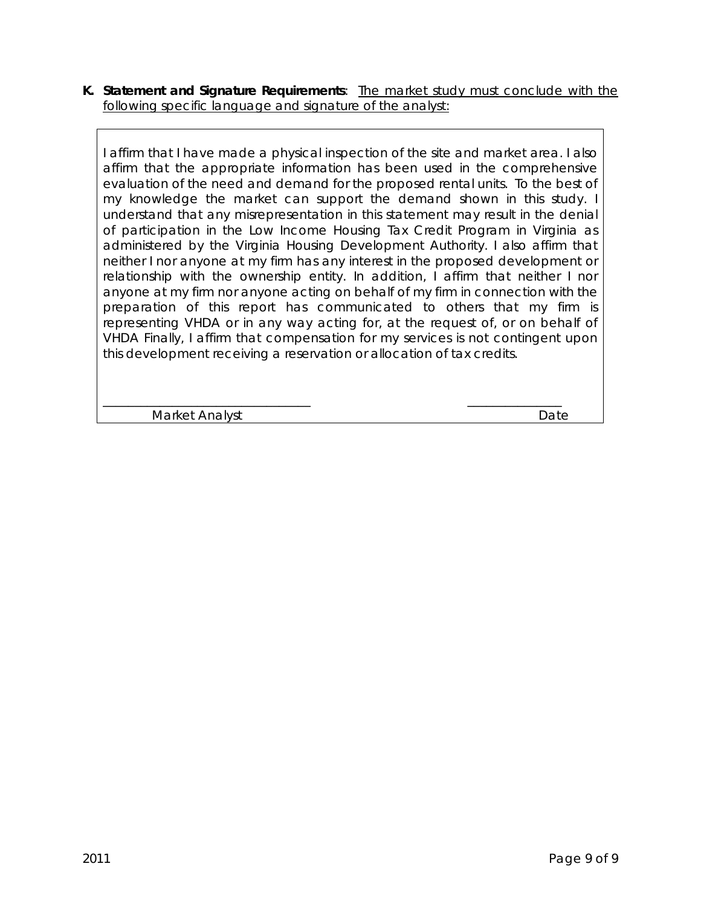**K. Statement and Signature Requirements**: The market study must conclude with the following specific language and signature of the analyst:

I affirm that I have made a physical inspection of the site and market area. I also affirm that the appropriate information has been used in the comprehensive evaluation of the need and demand for the proposed rental units. To the best of my knowledge the market can support the demand shown in this study. I understand that any misrepresentation in this statement may result in the denial of participation in the Low Income Housing Tax Credit Program in Virginia as administered by the Virginia Housing Development Authority. I also affirm that neither I nor anyone at my firm has any interest in the proposed development or relationship with the ownership entity. In addition, I affirm that neither I nor anyone at my firm nor anyone acting on behalf of my firm in connection with the preparation of this report has communicated to others that my firm is representing VHDA or in any way acting for, at the request of, or on behalf of VHDA Finally, I affirm that compensation for my services is not contingent upon this development receiving a reservation or allocation of tax credits.

_______________________________ _______________

Market Analyst Date